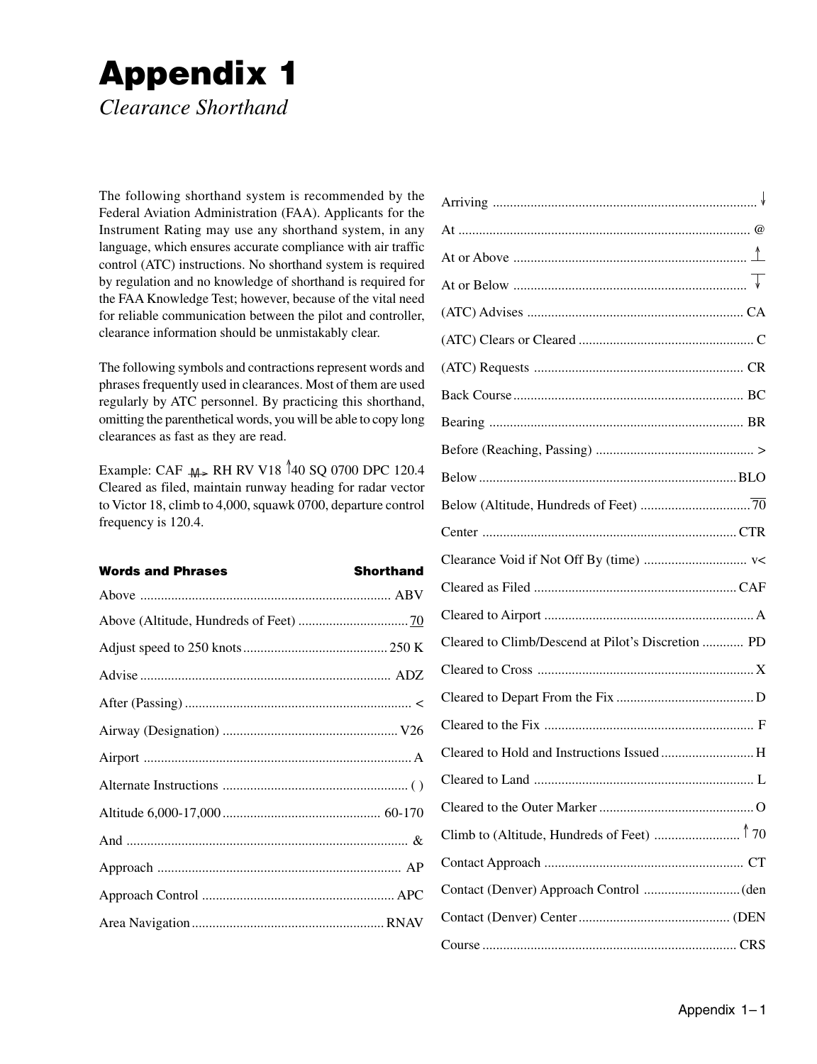# Appendix 1

*Clearance Shorthand*

The following shorthand system is recommended by the Federal Aviation Administration (FAA). Applicants for the Instrument Rating may use any shorthand system, in any language, which ensures accurate compliance with air traffic control (ATC) instructions. No shorthand system is required by regulation and no knowledge of shorthand is required for the FAA Knowledge Test; however, because of the vital need for reliable communication between the pilot and controller, clearance information should be unmistakably clear.

The following symbols and contractions represent words and phrases frequently used in clearances. Most of them are used regularly by ATC personnel. By practicing this shorthand, omitting the parenthetical words, you will be able to copy long clearances as fast as they are read.

Example: CAF M→ RH RV V18 ↑40 SQ 0700 DPC 120.4
Cleared as filed, maintain runway heading for radar vector to Victor 18, climb to 4,000, squawk 0700, departure control frequency is 120.4.

| Words and Phrases | Shorthand |
| --- | --- |
| Above | ABV |
| Above (Altitude, Hundreds of Feet) | $\underline{70}$ |
| Adjust speed to 250 knots | 250 K |
| Advise | ADZ |
| After (Passing) | < |
| Airway (Designation) | V26 |
| Airport | A |
| Alternate Instructions | ( ) |
| Altitude 6,000-17,000 | 60-170 |
| And | & |
| Approach | AP |
| Approach Control | APC |
| Area Navigation | RNAV |
| Arriving | ↓ |
| At | @ |
| At or Above | $\underline{↑}$ |
| At or Below | $\overline{↓}$ |
| (ATC) Advises | CA |
| (ATC) Clears or Cleared | C |
| (ATC) Requests | CR |
| Back Course | BC |
| Bearing | BR |
| Before (Reaching, Passing) | > |
| Below | BLO |
| Below (Altitude, Hundreds of Feet) | $\overline{70}$ |
| Center | CTR |
| Clearance Void if Not Off By (time) | v< |
| Cleared as Filed | CAF |
| Cleared to Airport | A |
| Cleared to Climb/Descend at Pilot's Discretion | PD |
| Cleared to Cross | X |
| Cleared to Depart From the Fix | D |
| Cleared to the Fix | F |
| Cleared to Hold and Instructions Issued | H |
| Cleared to Land | L |
| Cleared to the Outer Marker | O |
| Climb to (Altitude, Hundreds of Feet) | ↑70 |
| Contact Approach | CT |
| Contact (Denver) Approach Control | (den |
| Contact (Denver) Center | (DEN |
| Course | CRS |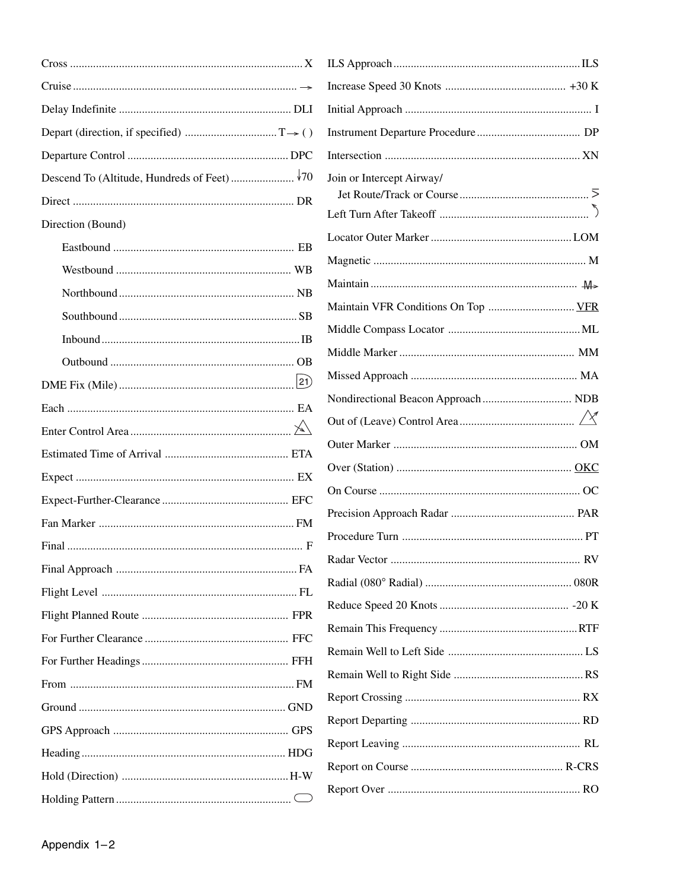Cross ........ X

Cruise ........ →

Delay Indefinite ........ DLI

Depart (direction, if specified) ........ T→ ( )

Departure Control ........ DPC

Descend To (Altitude, Hundreds of Feet) ........ ↓70

Direct ........ DR

Direction (Bound)

- Eastbound ........ EB
- Westbound ........ WB
- Northbound ........ NB
- Southbound ........ SB
- Inbound ........ IB
- Outbound ........ OB

DME Fix (Mile) ........ (21)

Each ........ EA

Enter Control Area ........ △

Estimated Time of Arrival ........ ETA

Expect ........ EX

Expect-Further-Clearance ........ EFC

Fan Marker ........ FM

Final ........ F

Final Approach ........ FA

Flight Level ........ FL

Flight Planned Route ........ FPR

For Further Clearance ........ FFC

For Further Headings ........ FFH

From ........ FM

Ground ........ GND

GPS Approach ........ GPS

Heading ........ HDG

Hold (Direction) ........ H-W

Holding Pattern ........ ⬭

ILS Approach ........ ILS

Increase Speed 30 Knots ........ +30 K

Initial Approach ........ I

Instrument Departure Procedure ........ DP

Intersection ........ XN

Join or Intercept Airway/Jet Route/Track or Course ........ >

Left Turn After Takeoff ........ ↰

Locator Outer Marker ........ LOM

Magnetic ........ M

Maintain ........ M→

Maintain VFR Conditions On Top ........ VFR

Middle Compass Locator ........ ML

Middle Marker ........ MM

Missed Approach ........ MA

Nondirectional Beacon Approach ........ NDB

Out of (Leave) Control Area ........ △↗

Outer Marker ........ OM

Over (Station) ........ OKC

On Course ........ OC

Precision Approach Radar ........ PAR

Procedure Turn ........ PT

Radar Vector ........ RV

Radial (080° Radial) ........ 080R

Reduce Speed 20 Knots ........ -20 K

Remain This Frequency ........ RTF

Remain Well to Left Side ........ LS

Remain Well to Right Side ........ RS

Report Crossing ........ RX

Report Departing ........ RD

Report Leaving ........ RL

Report on Course ........ R-CRS

Report Over ........ RO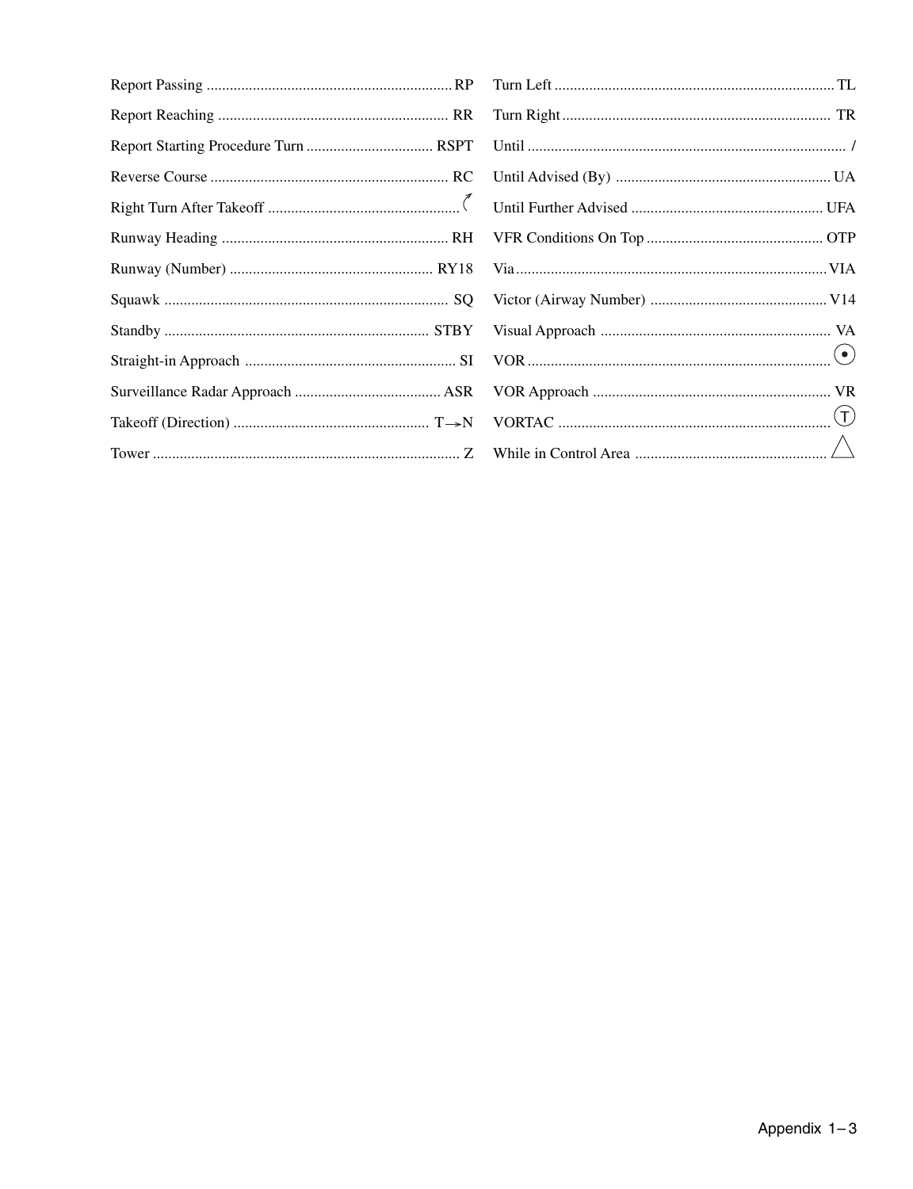Report Passing ................................................................ RP

Report Reaching ............................................................ RR

Report Starting Procedure Turn ................................. RSPT

Reverse Course .............................................................. RC

Right Turn After Takeoff .................................................. ↱

Runway Heading ........................................................... RH

Runway (Number) ..................................................... RY18

Squawk .......................................................................... SQ

Standby ..................................................................... STBY

Straight-in Approach ........................................................ SI

Surveillance Radar Approach ...................................... ASR

Takeoff (Direction) ................................................... T→N

Tower ................................................................................ Z

Turn Left ......................................................................... TL

Turn Right ...................................................................... TR

Until ................................................................................... /

Until Advised (By) ........................................................ UA

Until Further Advised .................................................. UFA

VFR Conditions On Top .............................................. OTP

Via ................................................................................. VIA

Victor (Airway Number) .............................................. V14

Visual Approach ............................................................ VA

VOR ................................................................................ ⊙

VOR Approach .............................................................. VR

VORTAC ........................................................................ Ⓣ

While in Control Area .................................................. △